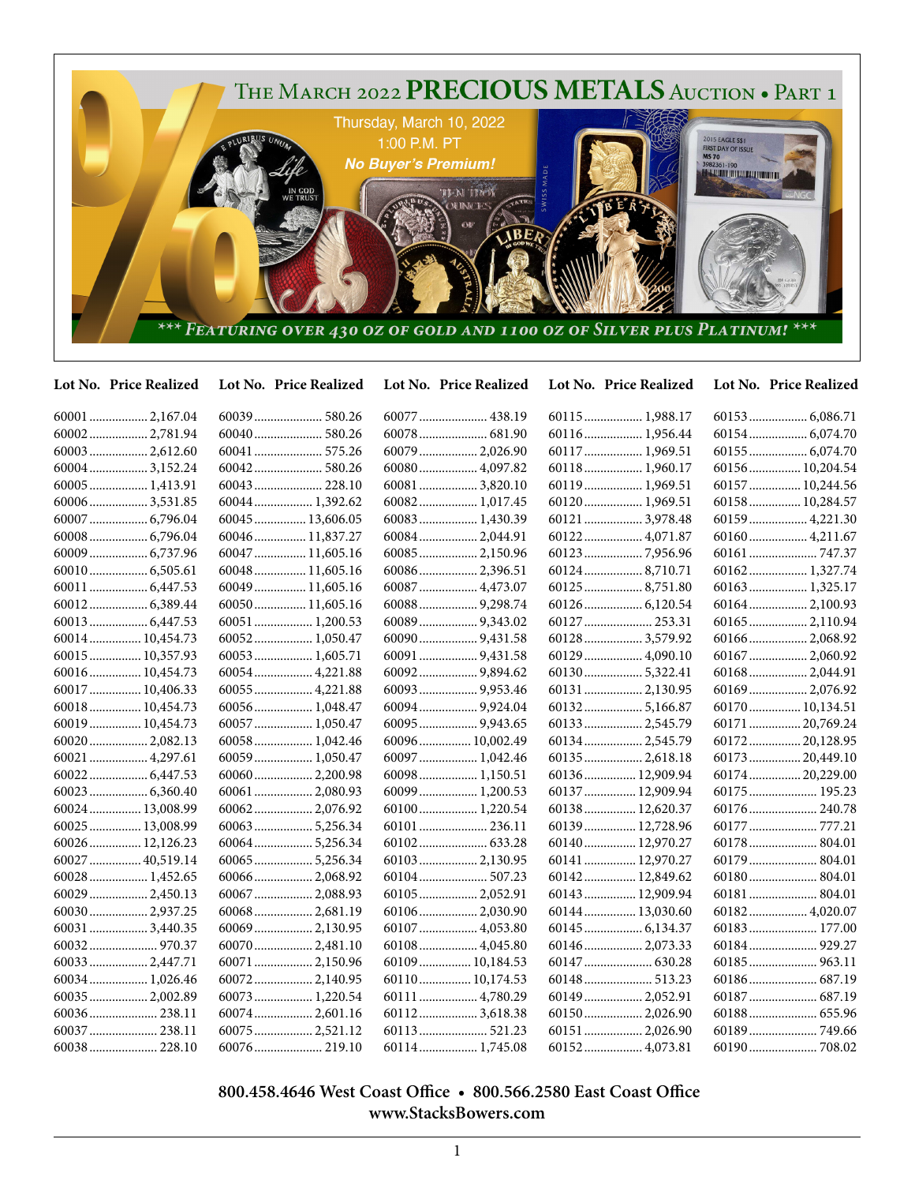# The March 2022 PRECIOUS METALS Auction • Part 1

Thursday, March 10, 2022
1:00 P.M. PT
*No Buyer's Premium!*

*** *Featuring over 430 oz of gold and 1100 oz of Silver plus Platinum!* ***

| Lot No. | Price Realized |
|---|---|
| 60001 | 2,167.04 |
| 60002 | 2,781.94 |
| 60003 | 2,612.60 |
| 60004 | 3,152.24 |
| 60005 | 1,413.91 |
| 60006 | 3,531.85 |
| 60007 | 6,796.04 |
| 60008 | 6,796.04 |
| 60009 | 6,737.96 |
| 60010 | 6,505.61 |
| 60011 | 6,447.53 |
| 60012 | 6,389.44 |
| 60013 | 6,447.53 |
| 60014 | 10,454.73 |
| 60015 | 10,357.93 |
| 60016 | 10,454.73 |
| 60017 | 10,406.33 |
| 60018 | 10,454.73 |
| 60019 | 10,454.73 |
| 60020 | 2,082.13 |
| 60021 | 4,297.61 |
| 60022 | 6,447.53 |
| 60023 | 6,360.40 |
| 60024 | 13,008.99 |
| 60025 | 13,008.99 |
| 60026 | 12,126.23 |
| 60027 | 40,519.14 |
| 60028 | 1,452.65 |
| 60029 | 2,450.13 |
| 60030 | 2,937.25 |
| 60031 | 3,440.35 |
| 60032 | 970.37 |
| 60033 | 2,447.71 |
| 60034 | 1,026.46 |
| 60035 | 2,002.89 |
| 60036 | 238.11 |
| 60037 | 238.11 |
| 60038 | 228.10 |
| 60039 | 580.26 |
| 60040 | 580.26 |
| 60041 | 575.26 |
| 60042 | 580.26 |
| 60043 | 228.10 |
| 60044 | 1,392.62 |
| 60045 | 13,606.05 |
| 60046 | 11,837.27 |
| 60047 | 11,605.16 |
| 60048 | 11,605.16 |
| 60049 | 11,605.16 |
| 60050 | 11,605.16 |
| 60051 | 1,200.53 |
| 60052 | 1,050.47 |
| 60053 | 1,605.71 |
| 60054 | 4,221.88 |
| 60055 | 4,221.88 |
| 60056 | 1,048.47 |
| 60057 | 1,050.47 |
| 60058 | 1,042.46 |
| 60059 | 1,050.47 |
| 60060 | 2,200.98 |
| 60061 | 2,080.93 |
| 60062 | 2,076.92 |
| 60063 | 5,256.34 |
| 60064 | 5,256.34 |
| 60065 | 5,256.34 |
| 60066 | 2,068.92 |
| 60067 | 2,088.93 |
| 60068 | 2,681.19 |
| 60069 | 2,130.95 |
| 60070 | 2,481.10 |
| 60071 | 2,150.96 |
| 60072 | 2,140.95 |
| 60073 | 1,220.54 |
| 60074 | 2,601.16 |
| 60075 | 2,521.12 |
| 60076 | 219.10 |
| 60077 | 438.19 |
| 60078 | 681.90 |
| 60079 | 2,026.90 |
| 60080 | 4,097.82 |
| 60081 | 3,820.10 |
| 60082 | 1,017.45 |
| 60083 | 1,430.39 |
| 60084 | 2,044.91 |
| 60085 | 2,150.96 |
| 60086 | 2,396.51 |
| 60087 | 4,473.07 |
| 60088 | 9,298.74 |
| 60089 | 9,343.02 |
| 60090 | 9,431.58 |
| 60091 | 9,431.58 |
| 60092 | 9,894.62 |
| 60093 | 9,953.46 |
| 60094 | 9,924.04 |
| 60095 | 9,943.65 |
| 60096 | 10,002.49 |
| 60097 | 1,042.46 |
| 60098 | 1,150.51 |
| 60099 | 1,200.53 |
| 60100 | 1,220.54 |
| 60101 | 236.11 |
| 60102 | 633.28 |
| 60103 | 2,130.95 |
| 60104 | 507.23 |
| 60105 | 2,052.91 |
| 60106 | 2,030.90 |
| 60107 | 4,053.80 |
| 60108 | 4,045.80 |
| 60109 | 10,184.53 |
| 60110 | 10,174.53 |
| 60111 | 4,780.29 |
| 60112 | 3,618.38 |
| 60113 | 521.23 |
| 60114 | 1,745.08 |
| 60115 | 1,988.17 |
| 60116 | 1,956.44 |
| 60117 | 1,969.51 |
| 60118 | 1,960.17 |
| 60119 | 1,969.51 |
| 60120 | 1,969.51 |
| 60121 | 3,978.48 |
| 60122 | 4,071.87 |
| 60123 | 7,956.96 |
| 60124 | 8,710.71 |
| 60125 | 8,751.80 |
| 60126 | 6,120.54 |
| 60127 | 253.31 |
| 60128 | 3,579.92 |
| 60129 | 4,090.10 |
| 60130 | 5,322.41 |
| 60131 | 2,130.95 |
| 60132 | 5,166.87 |
| 60133 | 2,545.79 |
| 60134 | 2,545.79 |
| 60135 | 2,618.18 |
| 60136 | 12,909.94 |
| 60137 | 12,909.94 |
| 60138 | 12,620.37 |
| 60139 | 12,728.96 |
| 60140 | 12,970.27 |
| 60141 | 12,970.27 |
| 60142 | 12,849.62 |
| 60143 | 12,909.94 |
| 60144 | 13,030.60 |
| 60145 | 6,134.37 |
| 60146 | 2,073.33 |
| 60147 | 630.28 |
| 60148 | 513.23 |
| 60149 | 2,052.91 |
| 60150 | 2,026.90 |
| 60151 | 2,026.90 |
| 60152 | 4,073.81 |
| 60153 | 6,086.71 |
| 60154 | 6,074.70 |
| 60155 | 6,074.70 |
| 60156 | 10,204.54 |
| 60157 | 10,244.56 |
| 60158 | 10,284.57 |
| 60159 | 4,221.30 |
| 60160 | 4,211.67 |
| 60161 | 747.37 |
| 60162 | 1,327.74 |
| 60163 | 1,325.17 |
| 60164 | 2,100.93 |
| 60165 | 2,110.94 |
| 60166 | 2,068.92 |
| 60167 | 2,060.92 |
| 60168 | 2,044.91 |
| 60169 | 2,076.92 |
| 60170 | 10,134.51 |
| 60171 | 20,769.24 |
| 60172 | 20,128.95 |
| 60173 | 20,449.10 |
| 60174 | 20,229.00 |
| 60175 | 195.23 |
| 60176 | 240.78 |
| 60177 | 777.21 |
| 60178 | 804.01 |
| 60179 | 804.01 |
| 60180 | 804.01 |
| 60181 | 804.01 |
| 60182 | 4,020.07 |
| 60183 | 177.00 |
| 60184 | 929.27 |
| 60185 | 963.11 |
| 60186 | 687.19 |
| 60187 | 687.19 |
| 60188 | 655.96 |
| 60189 | 749.66 |
| 60190 | 708.02 |

**800.458.4646 West Coast Office • 800.566.2580 East Coast Office**
**www.StacksBowers.com**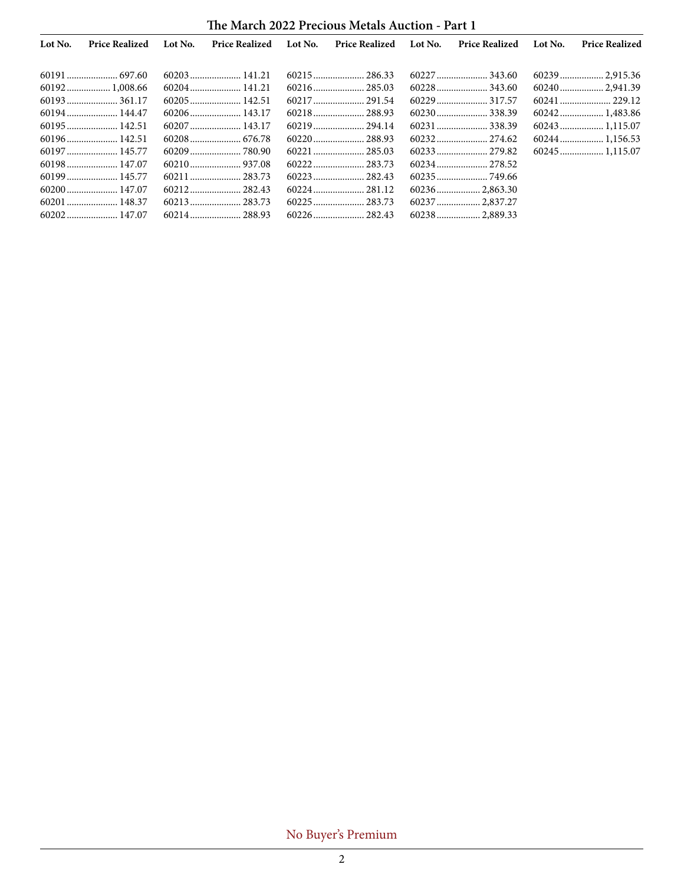# The March 2022 Precious Metals Auction - Part 1

| Lot No. | Price Realized | Lot No. | Price Realized | Lot No. | Price Realized | Lot No. | Price Realized | Lot No. | Price Realized |
|---|---|---|---|---|---|---|---|---|---|
| 60191 | 697.60 | 60203 | 141.21 | 60215 | 286.33 | 60227 | 343.60 | 60239 | 2,915.36 |
| 60192 | 1,008.66 | 60204 | 141.21 | 60216 | 285.03 | 60228 | 343.60 | 60240 | 2,941.39 |
| 60193 | 361.17 | 60205 | 142.51 | 60217 | 291.54 | 60229 | 317.57 | 60241 | 229.12 |
| 60194 | 144.47 | 60206 | 143.17 | 60218 | 288.93 | 60230 | 338.39 | 60242 | 1,483.86 |
| 60195 | 142.51 | 60207 | 143.17 | 60219 | 294.14 | 60231 | 338.39 | 60243 | 1,115.07 |
| 60196 | 142.51 | 60208 | 676.78 | 60220 | 288.93 | 60232 | 274.62 | 60244 | 1,156.53 |
| 60197 | 145.77 | 60209 | 780.90 | 60221 | 285.03 | 60233 | 279.82 | 60245 | 1,115.07 |
| 60198 | 147.07 | 60210 | 937.08 | 60222 | 283.73 | 60234 | 278.52 | | |
| 60199 | 145.77 | 60211 | 283.73 | 60223 | 282.43 | 60235 | 749.66 | | |
| 60200 | 147.07 | 60212 | 282.43 | 60224 | 281.12 | 60236 | 2,863.30 | | |
| 60201 | 148.37 | 60213 | 283.73 | 60225 | 283.73 | 60237 | 2,837.27 | | |
| 60202 | 147.07 | 60214 | 288.93 | 60226 | 282.43 | 60238 | 2,889.33 | | |

No Buyer's Premium